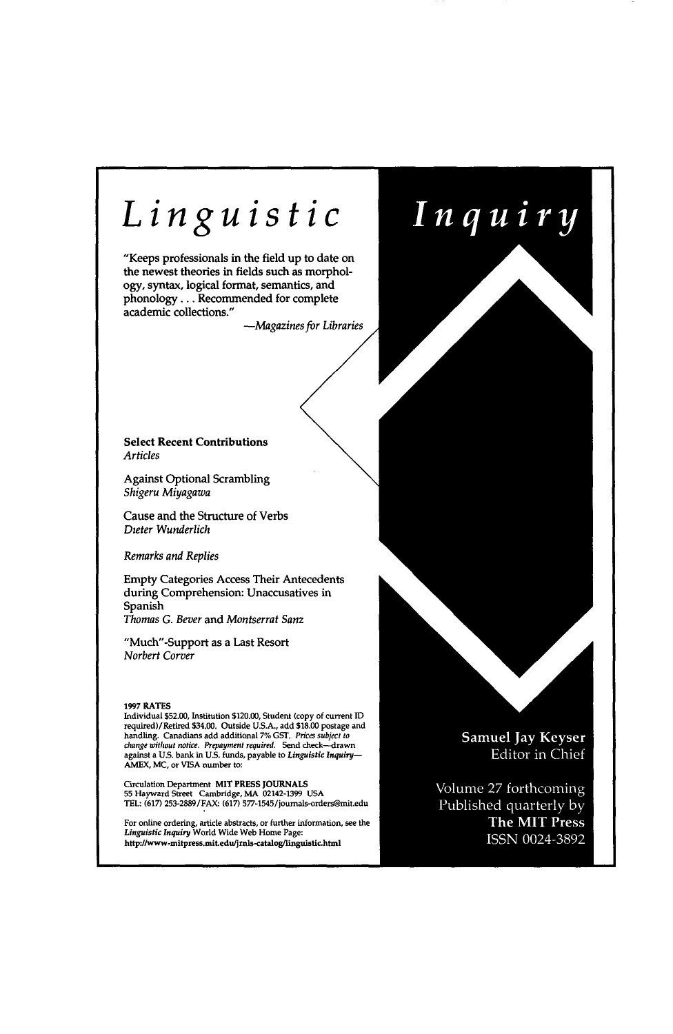# Linguistic Inquiry

"Keeps professionals in the field up to date on the newest theories in fields such as morphology, syntax, logical format, semantics, and phonology . . . Recommended for complete academic collections."

—*Magazines for Libraries*

**Select Recent Contributions**

*Articles*

Against Optional Scrambling
*Shigeru Miyagawa*

Cause and the Structure of Verbs
*Dieter Wunderlich*

*Remarks and Replies*

Empty Categories Access Their Antecedents during Comprehension: Unaccusatives in Spanish
*Thomas G. Bever* and *Montserrat Sanz*

"Much"-Support as a Last Resort
*Norbert Corver*

**1997 RATES**

Individual $52.00, Institution $120.00, Student (copy of current ID required)/Retired $34.00. Outside U.S.A., add $18.00 postage and handling. Canadians add additional 7% GST. *Prices subject to change without notice. Prepayment required.* Send check—drawn against a U.S. bank in U.S. funds, payable to *Linguistic Inquiry*—AMEX, MC, or VISA number to:

Circulation Department **MIT PRESS JOURNALS**
55 Hayward Street Cambridge, MA 02142-1399 USA
TEL: (617) 253-2889/FAX: (617) 577-1545/journals-orders@mit.edu

For online ordering, article abstracts, or further information, see the *Linguistic Inquiry* World Wide Web Home Page:
**http://www-mitpress.mit.edu/jrnls-catalog/linguistic.html**

**Samuel Jay Keyser**
Editor in Chief

Volume 27 forthcoming
Published quarterly by
**The MIT Press**
ISSN 0024-3892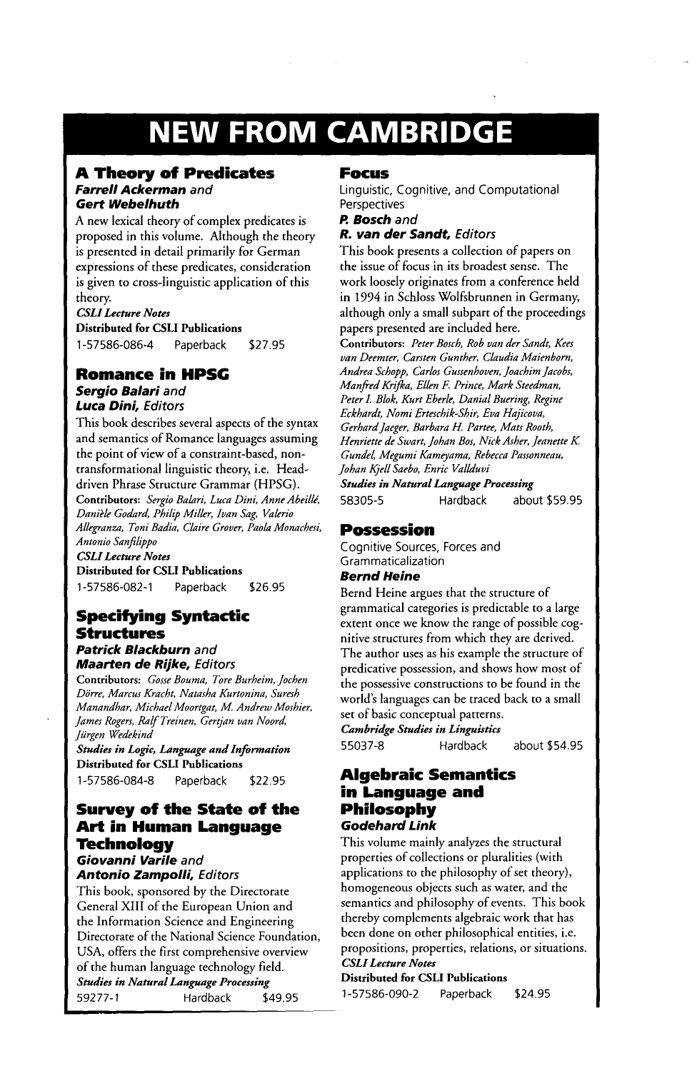# NEW FROM CAMBRIDGE

## A Theory of Predicates

***Farrell Ackerman** and*
***Gert Webelhuth***

A new lexical theory of complex predicates is proposed in this volume. Although the theory is presented in detail primarily for German expressions of these predicates, consideration is given to cross-linguistic application of this theory.

***CSLI Lecture Notes***
**Distributed for CSLI Publications**
1-57586-086-4 Paperback $27.95

## Romance in HPSG

***Sergio Balari** and*
***Luca Dini,** Editors*

This book describes several aspects of the syntax and semantics of Romance languages assuming the point of view of a constraint-based, non-transformational linguistic theory, i.e. Head-driven Phrase Structure Grammar (HPSG).

**Contributors:** *Sergio Balari, Luca Dini, Anne Abeillé, Danièle Godard, Philip Miller, Ivan Sag, Valerio Allegranza, Toni Badia, Claire Grover, Paola Monachesi, Antonio Sanfilippo*

***CSLI Lecture Notes***
**Distributed for CSLI Publications**
1-57586-082-1 Paperback $26.95

## Specifying Syntactic Structures

***Patrick Blackburn** and*
***Maarten de Rijke,** Editors*

**Contributors:** *Gosse Bouma, Tore Burheim, Jochen Dörre, Marcus Kracht, Natasha Kurtonina, Suresh Manandhar, Michael Moortgat, M. Andrew Moshier, James Rogers, Ralf Treinen, Gertjan van Noord, Jürgen Wedekind*

***Studies in Logic, Language and Information***
**Distributed for CSLI Publications**
1-57586-084-8 Paperback $22.95

## Survey of the State of the Art in Human Language Technology

***Giovanni Varile** and*
***Antonio Zampolli,** Editors*

This book, sponsored by the Directorate General XIII of the European Union and the Information Science and Engineering Directorate of the National Science Foundation, USA, offers the first comprehensive overview of the human language technology field.

***Studies in Natural Language Processing***
59277-1 Hardback $49.95

## Focus

Linguistic, Cognitive, and Computational Perspectives

***P. Bosch** and*
***R. van der Sandt,** Editors*

This book presents a collection of papers on the issue of focus in its broadest sense. The work loosely originates from a conference held in 1994 in Schloss Wolfsbrunnen in Germany, although only a small subpart of the proceedings papers presented are included here.

**Contributors:** *Peter Bosch, Rob van der Sandt, Kees van Deemter, Carsten Gunther, Claudia Maienborn, Andrea Schopp, Carlos Gussenhoven, Joachim Jacobs, Manfred Krifka, Ellen F. Prince, Mark Steedman, Peter I. Blok, Kurt Eberle, Danial Buering, Regine Eckhardt, Nomi Erteschik-Shir, Eva Hajicova, Gerhard Jaeger, Barbara H. Partee, Mats Rooth, Henriette de Swart, Johan Bos, Nick Asher, Jeanette K. Gundel, Megumi Kameyama, Rebecca Passonneau, Johan Kjell Saebo, Enric Vallduvi*

***Studies in Natural Language Processing***
58305-5 Hardback about $59.95

## Possession

Cognitive Sources, Forces and Grammaticalization

***Bernd Heine***

Bernd Heine argues that the structure of grammatical categories is predictable to a large extent once we know the range of possible cognitive structures from which they are derived. The author uses as his example the structure of predicative possession, and shows how most of the possessive constructions to be found in the world's languages can be traced back to a small set of basic conceptual patterns.

***Cambridge Studies in Linguistics***
55037-8 Hardback about $54.95

## Algebraic Semantics in Language and Philosophy

***Godehard Link***

This volume mainly analyzes the structural properties of collections or pluralities (with applications to the philosophy of set theory), homogeneous objects such as water, and the semantics and philosophy of events. This book thereby complements algebraic work that has been done on other philosophical entities, i.e. propositions, properties, relations, or situations.

***CSLI Lecture Notes***
**Distributed for CSLI Publications**
1-57586-090-2 Paperback $24.95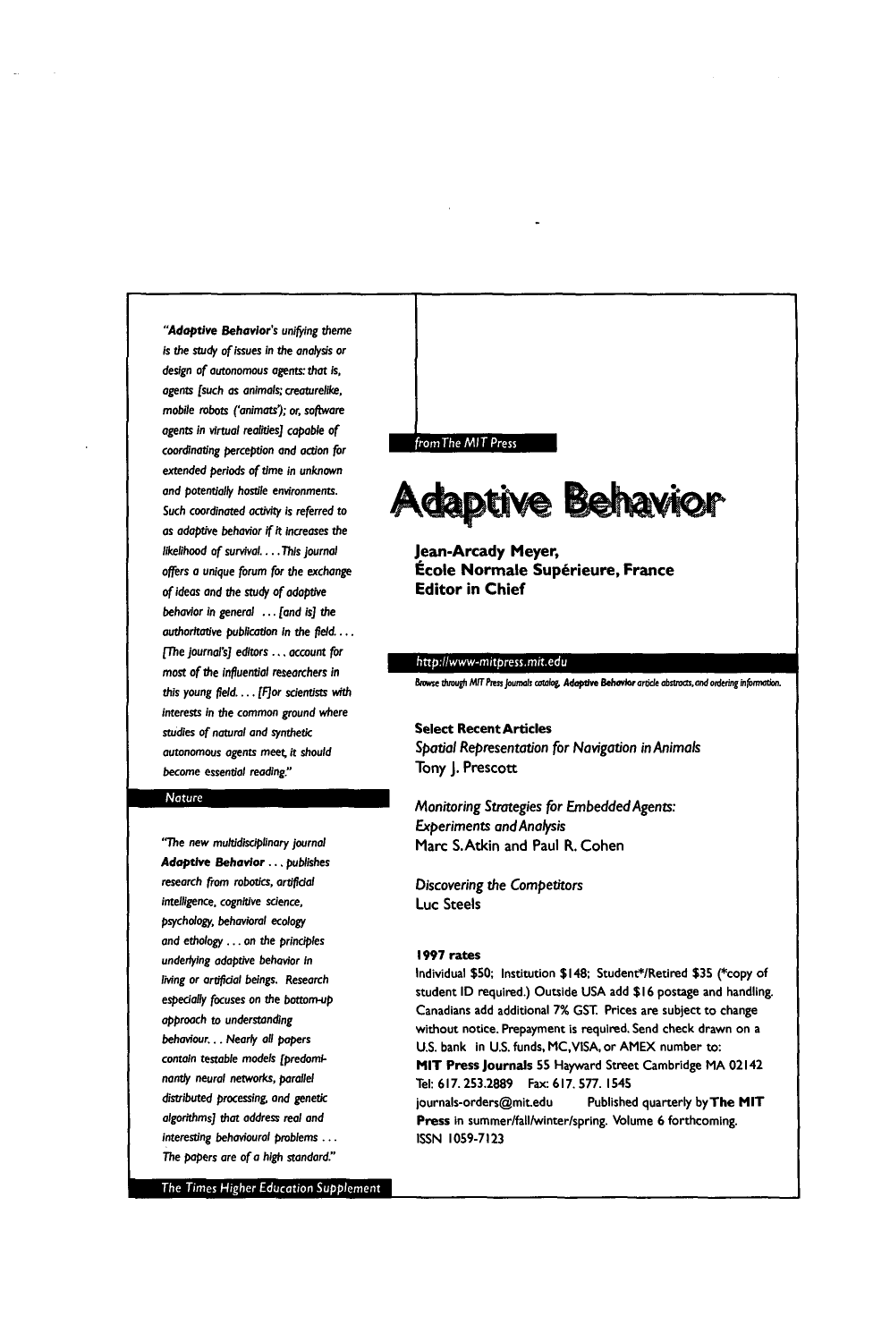*"**Adaptive Behavior**'s unifying theme is the study of issues in the analysis or design of autonomous agents: that is, agents [such as animals; creaturelike, mobile robots ('animats'); or, software agents in virtual realities] capable of coordinating perception and action for extended periods of time in unknown and potentially hostile environments. Such coordinated activity is referred to as adaptive behavior if it increases the likelihood of survival. . . . This journal offers a unique forum for the exchange of ideas and the study of adaptive behavior in general . . . [and is] the authoritative publication in the field. . . . [The journal's] editors . . . account for most of the influential researchers in this young field. . . . [F]or scientists with interests in the common ground where studies of natural and synthetic autonomous agents meet, it should become essential reading."*

Nature

*"The new multidisciplinary journal **Adaptive Behavior** . . . publishes research from robotics, artificial intelligence, cognitive science, psychology, behavioral ecology and ethology . . . on the principles underlying adaptive behavior in living or artificial beings. Research especially focuses on the bottom-up approach to understanding behaviour. . . Nearly all papers contain testable models [predominantly neural networks, parallel distributed processing, and genetic algorithms] that address real and interesting behavioural problems . . . The papers are of a high standard."*

The Times Higher Education Supplement

from The MIT Press

# Adaptive Behavior

**Jean-Arcady Meyer,**
**École Normale Supérieure, France**
**Editor in Chief**

http://www-mitpress.mit.edu

Browse through MIT Press Journals catalog, **Adaptive Behavior** article abstracts, and ordering information.

**Select Recent Articles**

*Spatial Representation for Navigation in Animals*
Tony J. Prescott

*Monitoring Strategies for Embedded Agents: Experiments and Analysis*
Marc S. Atkin and Paul R. Cohen

*Discovering the Competitors*
Luc Steels

**1997 rates**

Individual $50; Institution $148; Student*/Retired $35 (*copy of student ID required.) Outside USA add $16 postage and handling. Canadians add additional 7% GST. Prices are subject to change without notice. Prepayment is required. Send check drawn on a U.S. bank in U.S. funds, MC, VISA, or AMEX number to:
**MIT Press Journals** 55 Hayward Street Cambridge MA 02142
Tel: 617. 253.2889 Fax: 617. 577. 1545
journals-orders@mit.edu Published quarterly by **The MIT Press** in summer/fall/winter/spring. Volume 6 forthcoming.
ISSN 1059-7123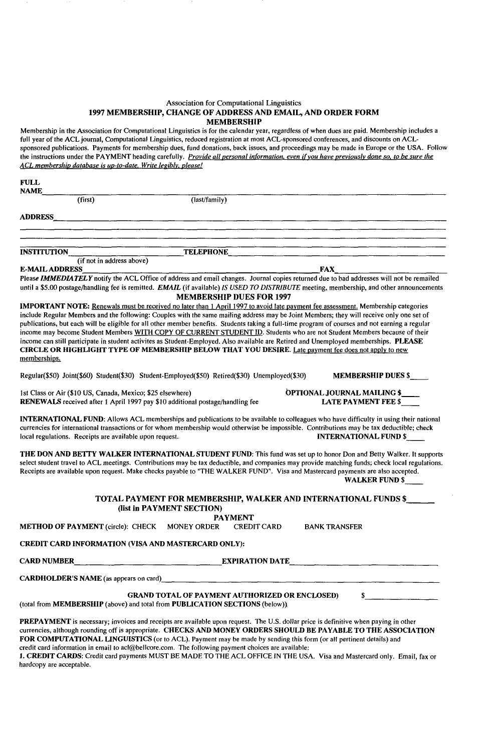Association for Computational Linguistics

## 1997 MEMBERSHIP, CHANGE OF ADDRESS AND EMAIL, AND ORDER FORM

### MEMBERSHIP

Membership in the Association for Computational Linguistics is for the calendar year, regardless of when dues are paid. Membership includes a full year of the ACL journal, Computational Linguistics, reduced registration at most ACL-sponsored conferences, and discounts on ACL-sponsored publications. Payments for membership dues, fund donations, back issues, and proceedings may be made in Europe or the USA. Follow the instructions under the PAYMENT heading carefully. *Provide all personal information, even if you have previously done so, to be sure the ACL membership database is up-to-date. Write legibly, please!*

**FULL NAME**\_\_\_\_\_\_\_\_\_\_\_\_\_\_\_\_\_\_\_\_\_\_\_\_\_\_\_\_\_\_\_\_\_\_\_\_\_\_\_\_\_\_\_\_\_\_\_\_
(first) (last/family)

**ADDRESS**\_\_\_\_\_\_\_\_\_\_\_\_\_\_\_\_\_\_\_\_\_\_\_\_\_\_\_\_\_\_\_\_\_\_\_\_\_\_\_\_\_\_\_\_\_\_\_\_

**INSTITUTION**\_\_\_\_\_\_\_\_\_\_\_\_\_\_\_\_\_\_\_\_ **TELEPHONE**\_\_\_\_\_\_\_\_\_\_\_\_\_\_\_\_\_\_\_\_
(if not in address above)

**E-MAIL ADDRESS**\_\_\_\_\_\_\_\_\_\_\_\_\_\_\_\_\_\_\_\_ **FAX**\_\_\_\_\_\_\_\_\_\_\_\_\_\_\_\_\_\_\_\_

Please ***IMMEDIATELY*** notify the ACL Office of address and email changes. Journal copies returned due to bad addresses will not be remailed until a $5.00 postage/handling fee is remitted. ***EMAIL*** (if available) ***IS USED TO DISTRIBUTE*** meeting, membership, and other announcements

### MEMBERSHIP DUES FOR 1997

**IMPORTANT NOTE:** Renewals must be received no later than 1 April 1997 to avoid late payment fee assessment. Membership categories include Regular Members and the following: Couples with the same mailing address may be Joint Members; they will receive only one set of publications, but each will be eligible for all other member benefits. Students taking a full-time program of courses and not earning a regular income may become Student Members WITH COPY OF CURRENT STUDENT ID. Students who are not Student Members because of their income can still participate in student activites as Student-Employed. Also available are Retired and Unemployed memberships. **PLEASE CIRCLE OR HIGHLIGHT TYPE OF MEMBERSHIP BELOW THAT YOU DESIRE.** Late payment fee does not apply to new memberships.

Regular($50) Joint($60) Student($30) Student-Employed($50) Retired($30) Unemployed($30) **MEMBERSHIP DUES $**\_\_\_\_

1st Class or Air ($10 US, Canada, Mexico; $25 elsewhere) **OPTIONAL JOURNAL MAILING $**\_\_\_\_

**RENEWALS** received after 1 April 1997 pay $10 additional postage/handling fee **LATE PAYMENT FEE $**\_\_\_\_

**INTERNATIONAL FUND**: Allows ACL memberships and publications to be available to colleagues who have difficulty in using their national currencies for international transactions or for whom membership would otherwise be impossible. Contributions may be tax deductible; check local regulations. Receipts are available upon request. **INTERNATIONAL FUND $**\_\_\_\_

**THE DON AND BETTY WALKER INTERNATIONAL STUDENT FUND**: This fund was set up to honor Don and Betty Walker. It supports select student travel to ACL meetings. Contributions may be tax deductible, and companies may provide matching funds; check local regulations. Receipts are available upon request. Make checks payable to "THE WALKER FUND". Visa and Mastercard payments are also accepted. **WALKER FUND $**\_\_\_\_

**TOTAL PAYMENT FOR MEMBERSHIP, WALKER AND INTERNATIONAL FUNDS $**\_\_\_\_\_
**(list in PAYMENT SECTION)**

### PAYMENT

**METHOD OF PAYMENT** (circle): CHECK MONEY ORDER CREDIT CARD BANK TRANSFER

**CREDIT CARD INFORMATION (VISA AND MASTERCARD ONLY):**

**CARD NUMBER**\_\_\_\_\_\_\_\_\_\_\_\_\_\_\_\_\_\_\_\_ **EXPIRATION DATE**\_\_\_\_\_\_\_\_\_\_\_\_\_\_\_\_\_\_\_\_

**CARDHOLDER'S NAME** (as appears on card)\_\_\_\_\_\_\_\_\_\_\_\_\_\_\_\_\_\_\_\_\_\_\_\_\_\_\_\_\_\_\_\_\_\_\_\_

**GRAND TOTAL OF PAYMENT AUTHORIZED OR ENCLOSED)** $\_\_\_\_\_\_\_\_\_\_\_\_\_\_\_\_
(total from **MEMBERSHIP** (above) and total from **PUBLICATION SECTIONS** (below))

**PREPAYMENT** is necessary; invoices and receipts are available upon request. The U.S. dollar price is definitive when paying in other currencies, although rounding off is appropriate. **CHECKS AND MONEY ORDERS SHOULD BE PAYABLE TO THE ASSOCIATION FOR COMPUTATIONAL LINGUISTICS** (or to ACL). Payment may be made by sending this form (or all pertinent details) and credit card information in email to acl@bellcore.com. The following payment choices are available:

**1. CREDIT CARDS**: Credit card payments MUST BE MADE TO THE ACL OFFICE IN THE USA. Visa and Mastercard only. Email, fax or hardcopy are acceptable.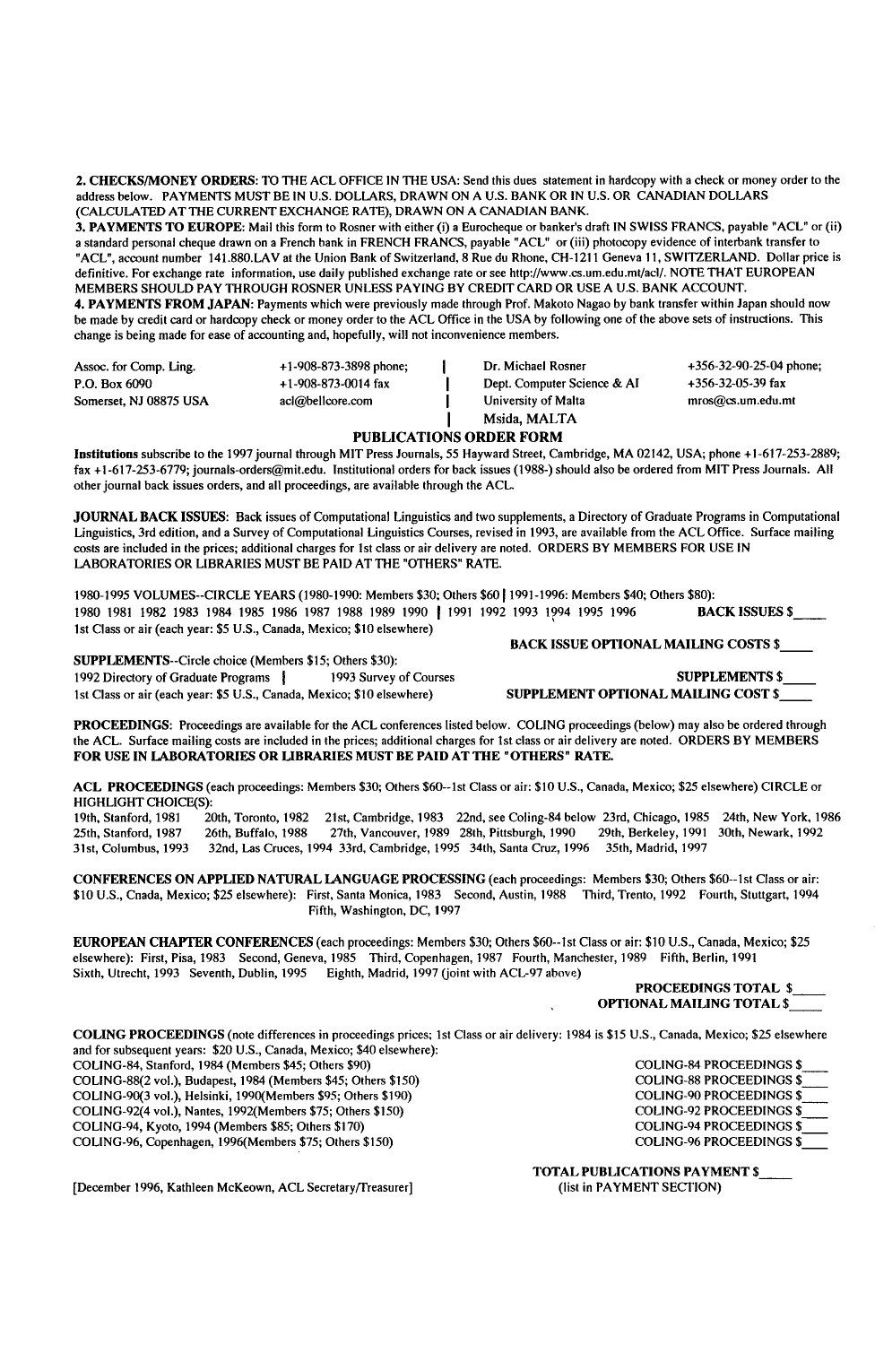**2. CHECKS/MONEY ORDERS**: TO THE ACL OFFICE IN THE USA: Send this dues statement in hardcopy with a check or money order to the address below. PAYMENTS MUST BE IN U.S. DOLLARS, DRAWN ON A U.S. BANK OR IN U.S. OR CANADIAN DOLLARS (CALCULATED AT THE CURRENT EXCHANGE RATE), DRAWN ON A CANADIAN BANK.

**3. PAYMENTS TO EUROPE**: Mail this form to Rosner with either (i) a Eurocheque or banker's draft IN SWISS FRANCS, payable "ACL" or (ii) a standard personal cheque drawn on a French bank in FRENCH FRANCS, payable "ACL" or (iii) photocopy evidence of interbank transfer to "ACL", account number 141.880.LAV at the Union Bank of Switzerland, 8 Rue du Rhone, CH-1211 Geneva 11, SWITZERLAND. Dollar price is definitive. For exchange rate information, use daily published exchange rate or see http://www.cs.um.edu.mt/acl/. NOTE THAT EUROPEAN MEMBERS SHOULD PAY THROUGH ROSNER UNLESS PAYING BY CREDIT CARD OR USE A U.S. BANK ACCOUNT.

**4. PAYMENTS FROM JAPAN**: Payments which were previously made through Prof. Makoto Nagao by bank transfer within Japan should now be made by credit card or hardcopy check or money order to the ACL Office in the USA by following one of the above sets of instructions. This change is being made for ease of accounting and, hopefully, will not inconvenience members.

| | | | |
|---|---|---|---|
| Assoc. for Comp. Ling. | +1-908-873-3898 phone; | Dr. Michael Rosner | +356-32-90-25-04 phone; |
| P.O. Box 6090 | +1-908-873-0014 fax | Dept. Computer Science & AI | +356-32-05-39 fax |
| Somerset, NJ 08875 USA | acl@bellcore.com | University of Malta | mros@cs.um.edu.mt |
| | | Msida, MALTA | |

## PUBLICATIONS ORDER FORM

**Institutions** subscribe to the 1997 journal through MIT Press Journals, 55 Hayward Street, Cambridge, MA 02142, USA; phone +1-617-253-2889; fax +1-617-253-6779; journals-orders@mit.edu. Institutional orders for back issues (1988-) should also be ordered from MIT Press Journals. All other journal back issues orders, and all proceedings, are available through the ACL.

**JOURNAL BACK ISSUES**: Back issues of Computational Linguistics and two supplements, a Directory of Graduate Programs in Computational Linguistics, 3rd edition, and a Survey of Computational Linguistics Courses, revised in 1993, are available from the ACL Office. Surface mailing costs are included in the prices; additional charges for 1st class or air delivery are noted. ORDERS BY MEMBERS FOR USE IN LABORATORIES OR LIBRARIES MUST BE PAID AT THE "OTHERS" RATE.

1980-1995 VOLUMES--CIRCLE YEARS (1980-1990: Members $30; Others $60 | 1991-1996: Members $40; Others $80):
1980 1981 1982 1983 1984 1985 1986 1987 1988 1989 1990 | 1991 1992 1993 1994 1995 1996 **BACK ISSUES $____**
1st Class or air (each year: $5 U.S., Canada, Mexico; $10 elsewhere)
**BACK ISSUE OPTIONAL MAILING COSTS $____**

**SUPPLEMENTS**--Circle choice (Members $15; Others $30):
1992 Directory of Graduate Programs | 1993 Survey of Courses **SUPPLEMENTS $____**
1st Class or air (each year: $5 U.S., Canada, Mexico; $10 elsewhere) **SUPPLEMENT OPTIONAL MAILING COST $____**

**PROCEEDINGS**: Proceedings are available for the ACL conferences listed below. COLING proceedings (below) may also be ordered through the ACL. Surface mailing costs are included in the prices; additional charges for 1st class or air delivery are noted. **ORDERS BY MEMBERS FOR USE IN LABORATORIES OR LIBRARIES MUST BE PAID AT THE "OTHERS" RATE.**

**ACL PROCEEDINGS** (each proceedings: Members $30; Others $60--1st Class or air: $10 U.S., Canada, Mexico; $25 elsewhere) CIRCLE or HIGHLIGHT CHOICE(S):
19th, Stanford, 1981 20th, Toronto, 1982 21st, Cambridge, 1983 22nd, see Coling-84 below 23rd, Chicago, 1985 24th, New York, 1986
25th, Stanford, 1987 26th, Buffalo, 1988 27th, Vancouver, 1989 28th, Pittsburgh, 1990 29th, Berkeley, 1991 30th, Newark, 1992
31st, Columbus, 1993 32nd, Las Cruces, 1994 33rd, Cambridge, 1995 34th, Santa Cruz, 1996 35th, Madrid, 1997

**CONFERENCES ON APPLIED NATURAL LANGUAGE PROCESSING** (each proceedings: Members $30; Others $60--1st Class or air: $10 U.S., Cnada, Mexico; $25 elsewhere): First, Santa Monica, 1983 Second, Austin, 1988 Third, Trento, 1992 Fourth, Stuttgart, 1994 Fifth, Washington, DC, 1997

**EUROPEAN CHAPTER CONFERENCES** (each proceedings: Members $30; Others $60--1st Class or air: $10 U.S., Canada, Mexico; $25 elsewhere): First, Pisa, 1983 Second, Geneva, 1985 Third, Copenhagen, 1987 Fourth, Manchester, 1989 Fifth, Berlin, 1991 Sixth, Utrecht, 1993 Seventh, Dublin, 1995 Eighth, Madrid, 1997 (joint with ACL-97 above)

**PROCEEDINGS TOTAL $____**
**OPTIONAL MAILING TOTAL $____**

**COLING PROCEEDINGS** (note differences in proceedings prices; 1st Class or air delivery: 1984 is $15 U.S., Canada, Mexico; $25 elsewhere and for subsequent years: $20 U.S., Canada, Mexico; $40 elsewhere):

| | |
|---|---|
| COLING-84, Stanford, 1984 (Members $45; Others $90) | COLING-84 PROCEEDINGS $____ |
| COLING-88(2 vol.), Budapest, 1984 (Members $45; Others $150) | COLING-88 PROCEEDINGS $____ |
| COLING-90(3 vol.), Helsinki, 1990(Members $95; Others $190) | COLING-90 PROCEEDINGS $____ |
| COLING-92(4 vol.), Nantes, 1992(Members $75; Others $150) | COLING-92 PROCEEDINGS $____ |
| COLING-94, Kyoto, 1994 (Members $85; Others $170) | COLING-94 PROCEEDINGS $____ |
| COLING-96, Copenhagen, 1996(Members $75; Others $150) | COLING-96 PROCEEDINGS $____ |

**TOTAL PUBLICATIONS PAYMENT $____**
(list in PAYMENT SECTION)

[December 1996, Kathleen McKeown, ACL Secretary/Treasurer]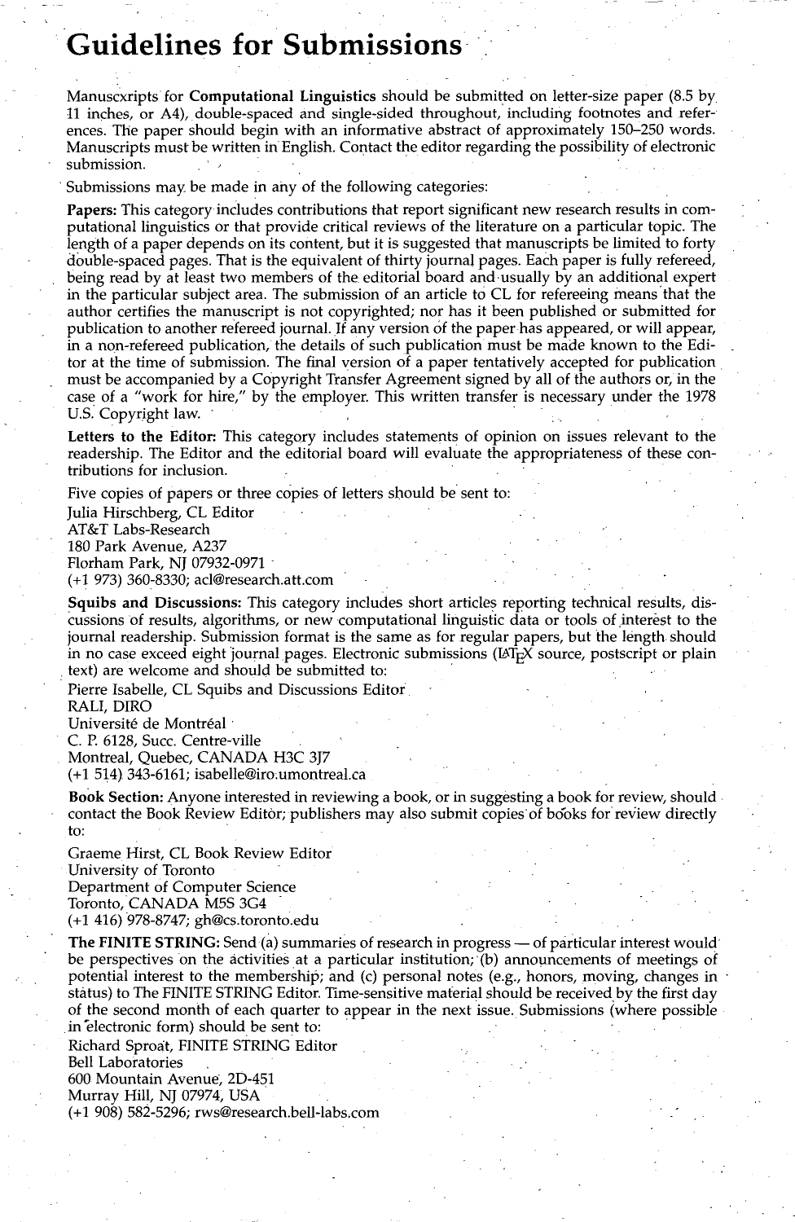# Guidelines for Submissions

Manuscxripts for **Computational Linguistics** should be submitted on letter-size paper (8.5 by 11 inches, or A4), double-spaced and single-sided throughout, including footnotes and references. The paper should begin with an informative abstract of approximately 150–250 words. Manuscripts must be written in English. Contact the editor regarding the possibility of electronic submission.

Submissions may be made in any of the following categories:

**Papers:** This category includes contributions that report significant new research results in computational linguistics or that provide critical reviews of the literature on a particular topic. The length of a paper depends on its content, but it is suggested that manuscripts be limited to forty double-spaced pages. That is the equivalent of thirty journal pages. Each paper is fully refereed, being read by at least two members of the editorial board and usually by an additional expert in the particular subject area. The submission of an article to CL for refereeing means that the author certifies the manuscript is not copyrighted; nor has it been published or submitted for publication to another refereed journal. If any version of the paper has appeared, or will appear, in a non-refereed publication, the details of such publication must be made known to the Editor at the time of submission. The final version of a paper tentatively accepted for publication must be accompanied by a Copyright Transfer Agreement signed by all of the authors or, in the case of a "work for hire," by the employer. This written transfer is necessary under the 1978 U.S. Copyright law.

**Letters to the Editor:** This category includes statements of opinion on issues relevant to the readership. The Editor and the editorial board will evaluate the appropriateness of these contributions for inclusion.

Five copies of papers or three copies of letters should be sent to:
Julia Hirschberg, CL Editor
AT&T Labs-Research
180 Park Avenue, A237
Florham Park, NJ 07932-0971
(+1 973) 360-8330; acl@research.att.com

**Squibs and Discussions:** This category includes short articles reporting technical results, discussions of results, algorithms, or new computational linguistic data or tools of interest to the journal readership. Submission format is the same as for regular papers, but the length should in no case exceed eight journal pages. Electronic submissions (LaTeX source, postscript or plain text) are welcome and should be submitted to:
Pierre Isabelle, CL Squibs and Discussions Editor
RALI, DIRO
Université de Montréal
C. P. 6128, Succ. Centre-ville
Montreal, Quebec, CANADA H3C 3J7
(+1 514) 343-6161; isabelle@iro.umontreal.ca

**Book Section:** Anyone interested in reviewing a book, or in suggesting a book for review, should contact the Book Review Editor; publishers may also submit copies of books for review directly to:

Graeme Hirst, CL Book Review Editor
University of Toronto
Department of Computer Science
Toronto, CANADA M5S 3G4
(+1 416) 978-8747; gh@cs.toronto.edu

**The FINITE STRING:** Send (a) summaries of research in progress — of particular interest would be perspectives on the activities at a particular institution; (b) announcements of meetings of potential interest to the membership; and (c) personal notes (e.g., honors, moving, changes in status) to The FINITE STRING Editor. Time-sensitive material should be received by the first day of the second month of each quarter to appear in the next issue. Submissions (where possible in electronic form) should be sent to:
Richard Sproat, FINITE STRING Editor
Bell Laboratories
600 Mountain Avenue, 2D-451
Murray Hill, NJ 07974, USA
(+1 908) 582-5296; rws@research.bell-labs.com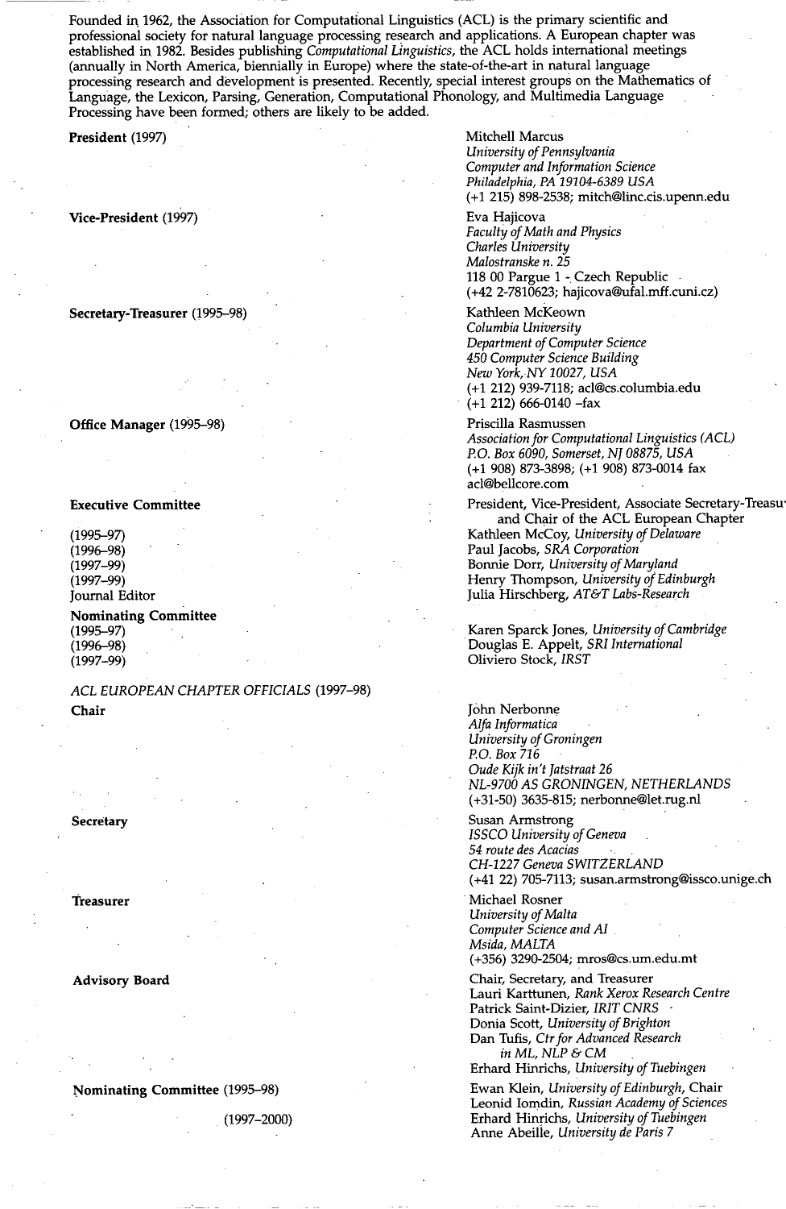Founded in 1962, the Association for Computational Linguistics (ACL) is the primary scientific and professional society for natural language processing research and applications. A European chapter was established in 1982. Besides publishing *Computational Linguistics*, the ACL holds international meetings (annually in North America, biennially in Europe) where the state-of-the-art in natural language processing research and development is presented. Recently, special interest groups on the Mathematics of Language, the Lexicon, Parsing, Generation, Computational Phonology, and Multimedia Language Processing have been formed; others are likely to be added.

**President** (1997)

Mitchell Marcus
*University of Pennsylvania*
*Computer and Information Science*
*Philadelphia, PA 19104-6389 USA*
(+1 215) 898-2538; mitch@linc.cis.upenn.edu

**Vice-President** (1997)

Eva Hajicova
*Faculty of Math and Physics*
*Charles University*
*Malostranske n. 25*
118 00 Pargue 1 - Czech Republic
(+42 2-7810623; hajicova@ufal.mff.cuni.cz)

**Secretary-Treasurer** (1995–98)

Kathleen McKeown
*Columbia University*
*Department of Computer Science*
*450 Computer Science Building*
*New York, NY 10027, USA*
(+1 212) 939-7118; acl@cs.columbia.edu
(+1 212) 666-0140 –fax

**Office Manager** (1995–98)

Priscilla Rasmussen
*Association for Computational Linguistics (ACL)*
*P.O. Box 6090, Somerset, NJ 08875, USA*
(+1 908) 873-3898; (+1 908) 873-0014 fax
acl@bellcore.com

**Executive Committee**

President, Vice-President, Associate Secretary-Treasurer and Chair of the ACL European Chapter

(1995–97) Kathleen McCoy, *University of Delaware*
(1996–98) Paul Jacobs, *SRA Corporation*
(1997–99) Bonnie Dorr, *University of Maryland*
(1997–99) Henry Thompson, *University of Edinburgh*
Journal Editor Julia Hirschberg, *AT&T Labs-Research*

**Nominating Committee**

(1995–97) Karen Sparck Jones, *University of Cambridge*
(1996–98) Douglas E. Appelt, *SRI International*
(1997–99) Oliviero Stock, *IRST*

*ACL EUROPEAN CHAPTER OFFICIALS* (1997–98)

**Chair**

John Nerbonne
*Alfa Informatica*
*University of Groningen*
*P.O. Box 716*
*Oude Kijk in't Jatstraat 26*
*NL-9700 AS GRONINGEN, NETHERLANDS*
(+31-50) 3635-815; nerbonne@let.rug.nl

**Secretary**

Susan Armstrong
*ISSCO University of Geneva*
*54 route des Acacias*
*CH-1227 Geneva SWITZERLAND*
(+41 22) 705-7113; susan.armstrong@issco.unige.ch

**Treasurer**

Michael Rosner
*University of Malta*
*Computer Science and AI*
*Msida, MALTA*
(+356) 3290-2504; mros@cs.um.edu.mt

**Advisory Board**

Chair, Secretary, and Treasurer
Lauri Karttunen, *Rank Xerox Research Centre*
Patrick Saint-Dizier, *IRIT CNRS*
Donia Scott, *University of Brighton*
Dan Tufis, *Ctr for Advanced Research in ML, NLP & CM*
Erhard Hinrichs, *University of Tuebingen*

**Nominating Committee** (1995–98)

Ewan Klein, *University of Edinburgh*, Chair
Leonid Iomdin, *Russian Academy of Sciences*

(1997–2000)

Erhard Hinrichs, *University of Tuebingen*
Anne Abeille, *University de Paris 7*